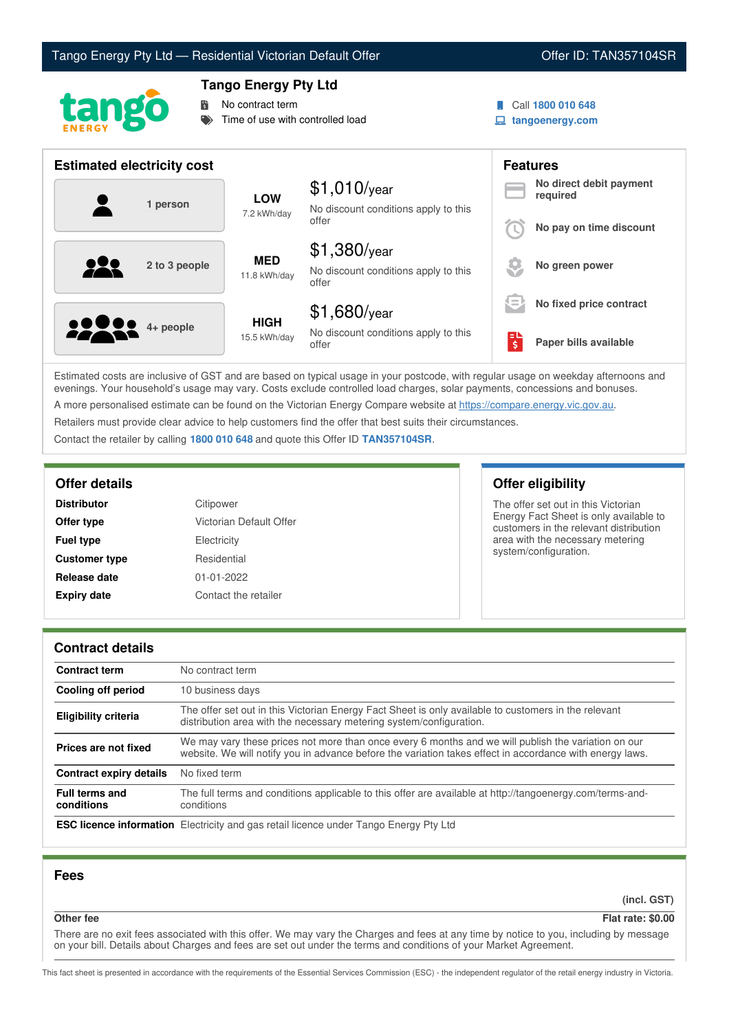Tango Energy Pty Ltd — Residential Victorian Default Offer | Offer ID: TAN357104SR

## Tango Energy Pty Ltd

- No contract term
- Time of use with controlled load

Call **1800 010 648**
**tangoenergy.com**

## Estimated electricity cost

| | | |
|---|---|---|
| 1 person | **LOW** 7.2 kWh/day | $1,010/year No discount conditions apply to this offer |
| 2 to 3 people | **MED** 11.8 kWh/day | $1,380/year No discount conditions apply to this offer |
| 4+ people | **HIGH** 15.5 kWh/day | $1,680/year No discount conditions apply to this offer |

## Features

- **No direct debit payment required**
- **No pay on time discount**
- **No green power**
- **No fixed price contract**
- **Paper bills available**

Estimated costs are inclusive of GST and are based on typical usage in your postcode, with regular usage on weekday afternoons and evenings. Your household's usage may vary. Costs exclude controlled load charges, solar payments, concessions and bonuses.

A more personalised estimate can be found on the Victorian Energy Compare website at https://compare.energy.vic.gov.au.

Retailers must provide clear advice to help customers find the offer that best suits their circumstances.

Contact the retailer by calling **1800 010 648** and quote this Offer ID **TAN357104SR**.

## Offer details

| | |
|---|---|
| **Distributor** | Citipower |
| **Offer type** | Victorian Default Offer |
| **Fuel type** | Electricity |
| **Customer type** | Residential |
| **Release date** | 01-01-2022 |
| **Expiry date** | Contact the retailer |

## Offer eligibility

The offer set out in this Victorian Energy Fact Sheet is only available to customers in the relevant distribution area with the necessary metering system/configuration.

## Contract details

| | |
|---|---|
| **Contract term** | No contract term |
| **Cooling off period** | 10 business days |
| **Eligibility criteria** | The offer set out in this Victorian Energy Fact Sheet is only available to customers in the relevant distribution area with the necessary metering system/configuration. |
| **Prices are not fixed** | We may vary these prices not more than once every 6 months and we will publish the variation on our website. We will notify you in advance before the variation takes effect in accordance with energy laws. |
| **Contract expiry details** | No fixed term |
| **Full terms and conditions** | The full terms and conditions applicable to this offer are available at http://tangoenergy.com/terms-and-conditions |
| **ESC licence information** | Electricity and gas retail licence under Tango Energy Pty Ltd |

## Fees

| | **(incl. GST)** |
|---|---|
| **Other fee** | **Flat rate: $0.00** |

There are no exit fees associated with this offer. We may vary the Charges and fees at any time by notice to you, including by message on your bill. Details about Charges and fees are set out under the terms and conditions of your Market Agreement.

This fact sheet is presented in accordance with the requirements of the Essential Services Commission (ESC) - the independent regulator of the retail energy industry in Victoria.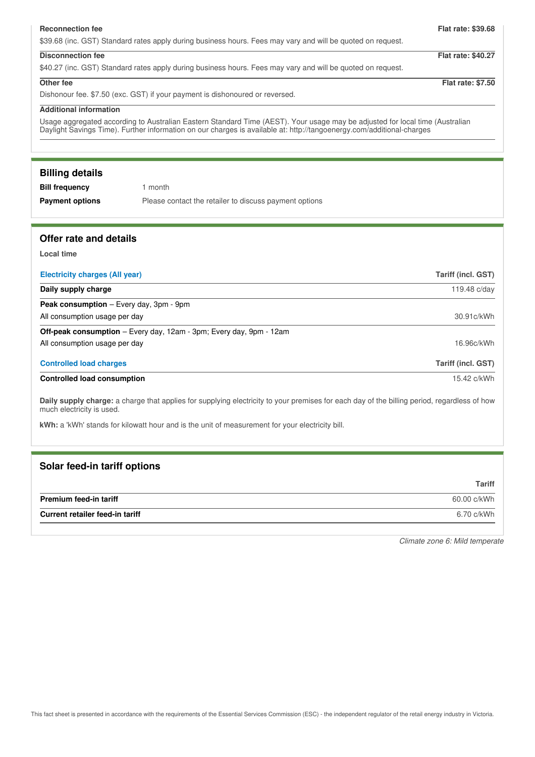| | |
|---|---|
| **Reconnection fee** | **Flat rate: $39.68** |
| $39.68 (inc. GST) Standard rates apply during business hours. Fees may vary and will be quoted on request. | |
| **Disconnection fee** | **Flat rate: $40.27** |
| $40.27 (inc. GST) Standard rates apply during business hours. Fees may vary and will be quoted on request. | |
| **Other fee** | **Flat rate: $7.50** |
| Dishonour fee. $7.50 (exc. GST) if your payment is dishonoured or reversed. | |

**Additional information**

Usage aggregated according to Australian Eastern Standard Time (AEST). Your usage may be adjusted for local time (Australian Daylight Savings Time). Further information on our charges is available at: http://tangoenergy.com/additional-charges

## Billing details

| | |
|---|---|
| **Bill frequency** | 1 month |
| **Payment options** | Please contact the retailer to discuss payment options |

## Offer rate and details

**Local time**

| Electricity charges (All year) | Tariff (incl. GST) |
|---|---|
| **Daily supply charge** | 119.48 c/day |
| **Peak consumption** – Every day, 3pm - 9pm | |
| All consumption usage per day | 30.91c/kWh |
| **Off-peak consumption** – Every day, 12am - 3pm; Every day, 9pm - 12am | |
| All consumption usage per day | 16.96c/kWh |

| Controlled load charges | Tariff (incl. GST) |
|---|---|
| **Controlled load consumption** | 15.42 c/kWh |

**Daily supply charge:** a charge that applies for supplying electricity to your premises for each day of the billing period, regardless of how much electricity is used.

**kWh:** a 'kWh' stands for kilowatt hour and is the unit of measurement for your electricity bill.

## Solar feed-in tariff options

| | Tariff |
|---|---|
| **Premium feed-in tariff** | 60.00 c/kWh |
| **Current retailer feed-in tariff** | 6.70 c/kWh |

*Climate zone 6: Mild temperate*

This fact sheet is presented in accordance with the requirements of the Essential Services Commission (ESC) - the independent regulator of the retail energy industry in Victoria.